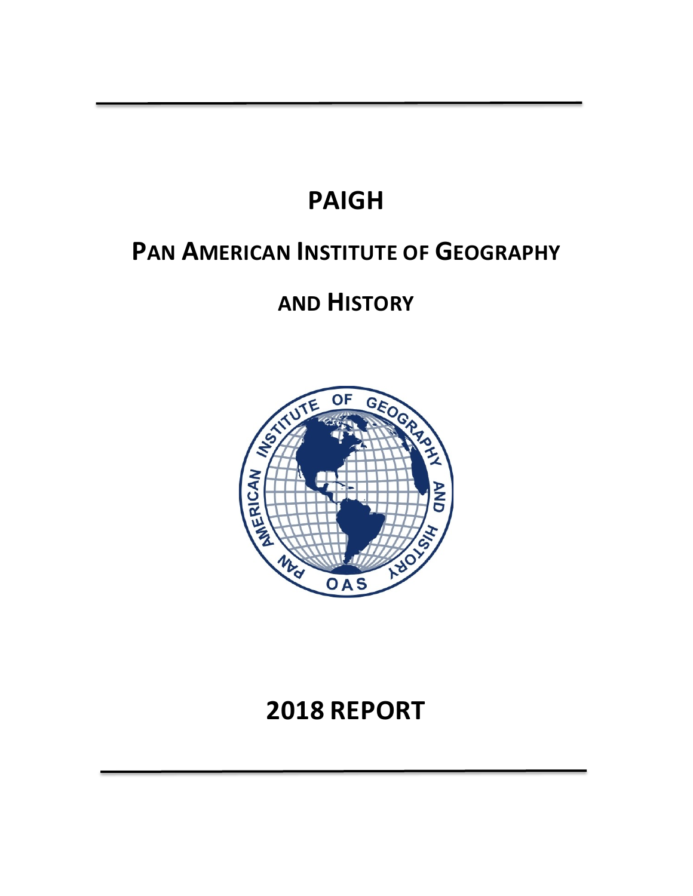# PAIGH

## PAN AMERICAN INSTITUTE OF GEOGRAPHY AND HISTORY

# 2018 REPORT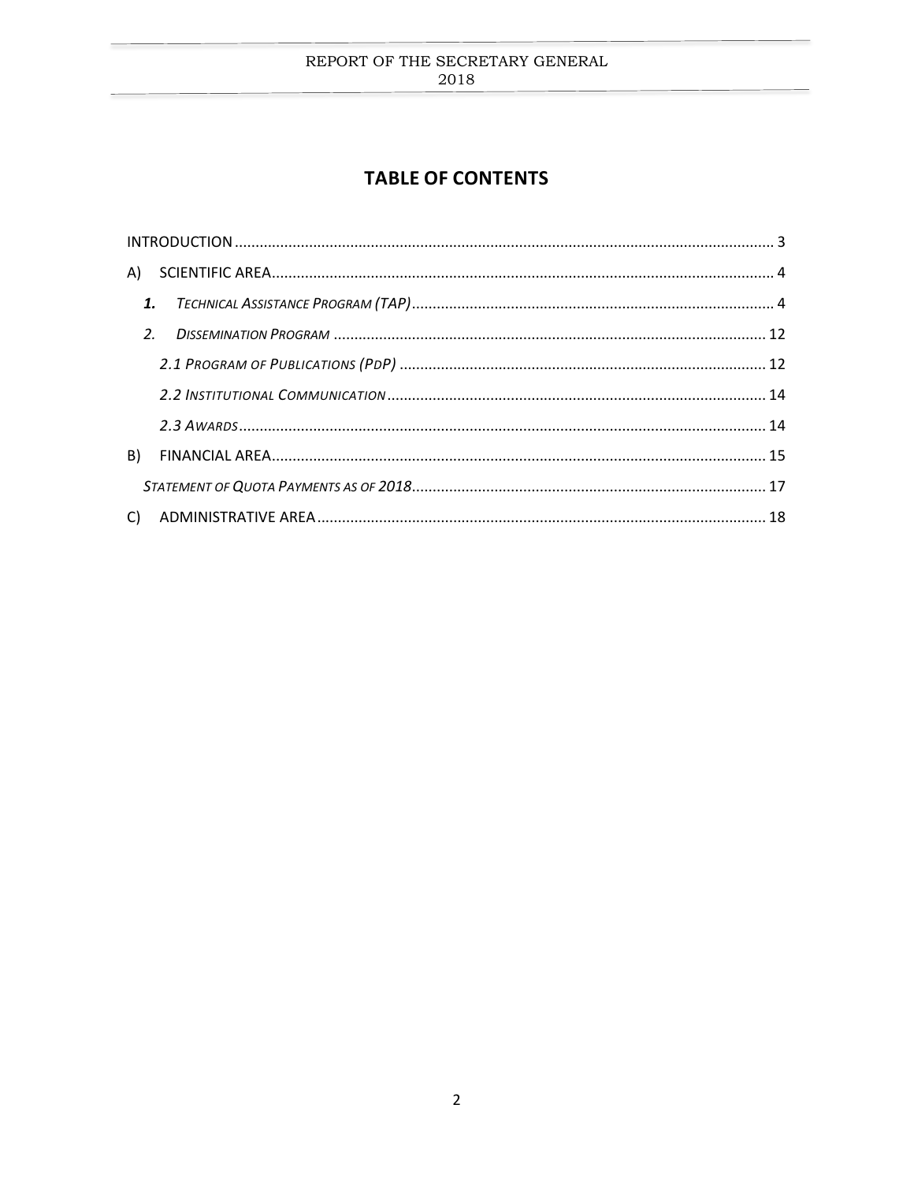# TABLE OF CONTENTS

INTRODUCTION ..... 3

A) SCIENTIFIC AREA ..... 4

- ***1.*** *TECHNICAL ASSISTANCE PROGRAM (TAP)* ..... 4
- *2.* *DISSEMINATION PROGRAM* ..... 12
  - *2.1 PROGRAM OF PUBLICATIONS (PDP)* ..... 12
  - *2.2 INSTITUTIONAL COMMUNICATION* ..... 14
  - *2.3 AWARDS* ..... 14

B) FINANCIAL AREA ..... 15

- *STATEMENT OF QUOTA PAYMENTS AS OF 2018* ..... 17

C) ADMINISTRATIVE AREA ..... 18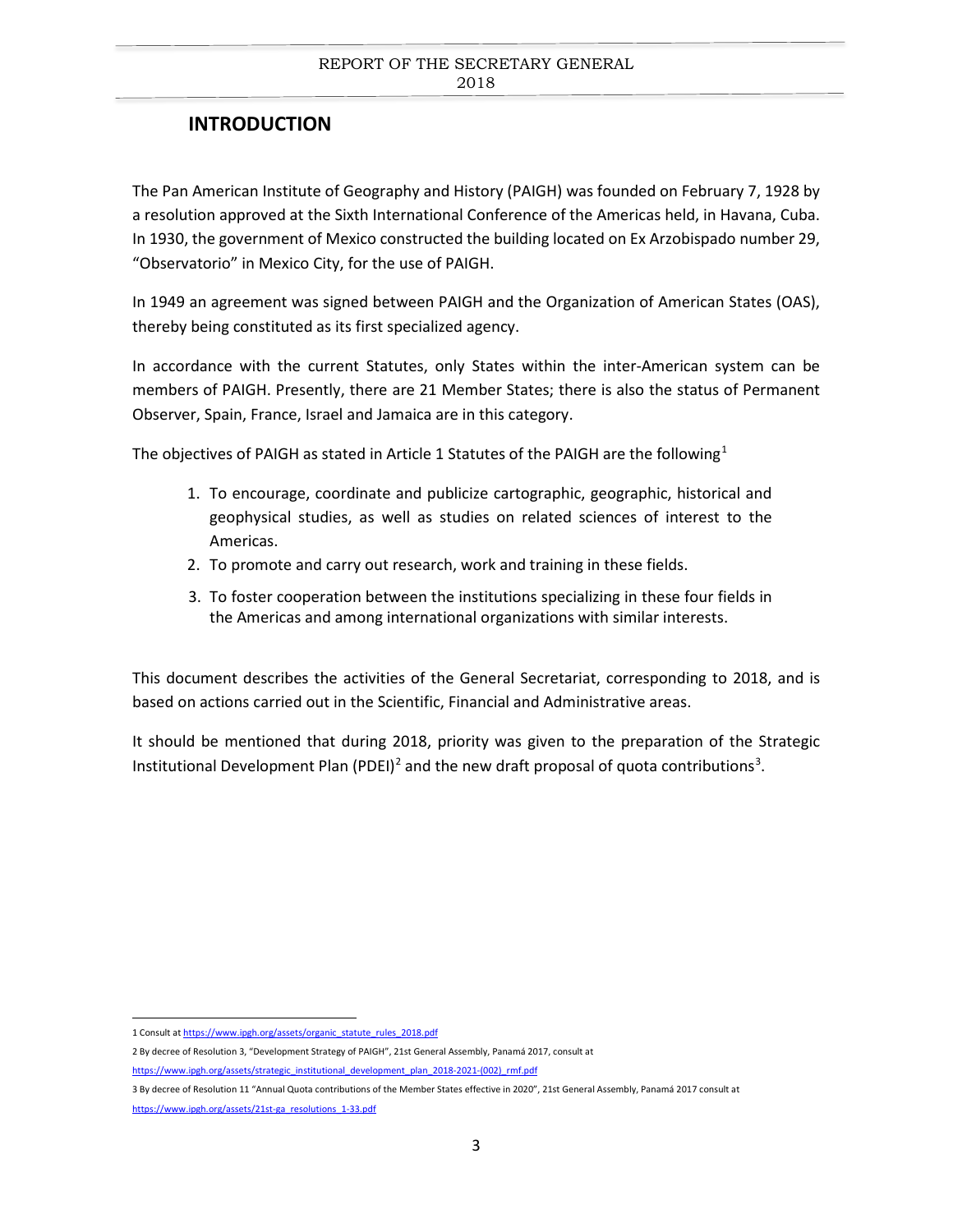## INTRODUCTION

The Pan American Institute of Geography and History (PAIGH) was founded on February 7, 1928 by a resolution approved at the Sixth International Conference of the Americas held, in Havana, Cuba. In 1930, the government of Mexico constructed the building located on Ex Arzobispado number 29, "Observatorio" in Mexico City, for the use of PAIGH.

In 1949 an agreement was signed between PAIGH and the Organization of American States (OAS), thereby being constituted as its first specialized agency.

In accordance with the current Statutes, only States within the inter-American system can be members of PAIGH. Presently, there are 21 Member States; there is also the status of Permanent Observer, Spain, France, Israel and Jamaica are in this category.

The objectives of PAIGH as stated in Article 1 Statutes of the PAIGH are the following[1]

1. To encourage, coordinate and publicize cartographic, geographic, historical and geophysical studies, as well as studies on related sciences of interest to the Americas.
2. To promote and carry out research, work and training in these fields.
3. To foster cooperation between the institutions specializing in these four fields in the Americas and among international organizations with similar interests.

This document describes the activities of the General Secretariat, corresponding to 2018, and is based on actions carried out in the Scientific, Financial and Administrative areas.

It should be mentioned that during 2018, priority was given to the preparation of the Strategic Institutional Development Plan (PDEI)[2] and the new draft proposal of quota contributions[3].

---

1 Consult at https://www.ipgh.org/assets/organic_statute_rules_2018.pdf

2 By decree of Resolution 3, "Development Strategy of PAIGH", 21st General Assembly, Panamá 2017, consult at https://www.ipgh.org/assets/strategic_institutional_development_plan_2018-2021-(002)_rmf.pdf

3 By decree of Resolution 11 "Annual Quota contributions of the Member States effective in 2020", 21st General Assembly, Panamá 2017 consult at https://www.ipgh.org/assets/21st-ga_resolutions_1-33.pdf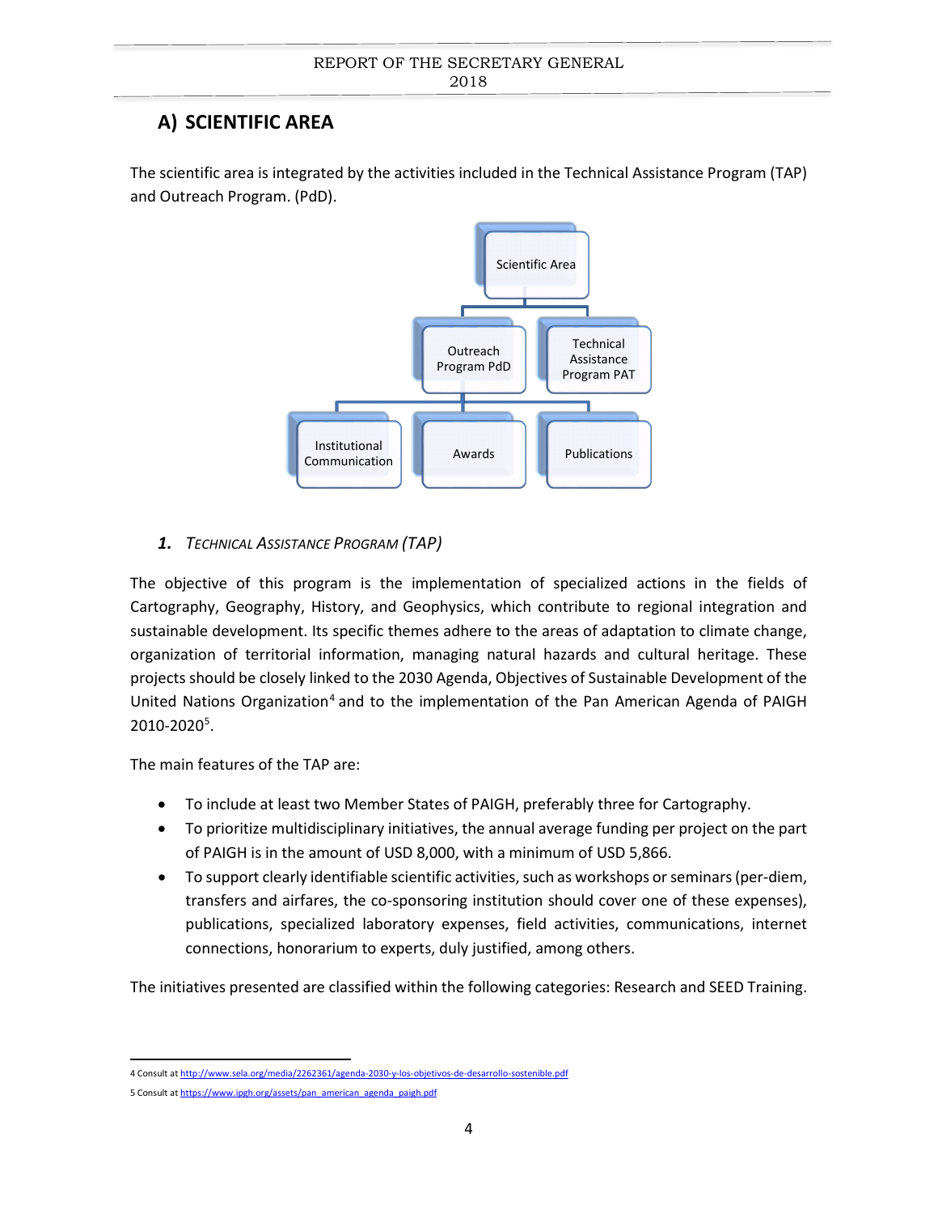## A) SCIENTIFIC AREA

The scientific area is integrated by the activities included in the Technical Assistance Program (TAP) and Outreach Program. (PdD).

Scientific Area

Outreach Program PdD

Technical Assistance Program PAT

Institutional Communication

Awards

Publications

### 1. *Technical Assistance Program (TAP)*

The objective of this program is the implementation of specialized actions in the fields of Cartography, Geography, History, and Geophysics, which contribute to regional integration and sustainable development. Its specific themes adhere to the areas of adaptation to climate change, organization of territorial information, managing natural hazards and cultural heritage. These projects should be closely linked to the 2030 Agenda, Objectives of Sustainable Development of the United Nations Organization[4] and to the implementation of the Pan American Agenda of PAIGH 2010-2020[5].

The main features of the TAP are:

- To include at least two Member States of PAIGH, preferably three for Cartography.
- To prioritize multidisciplinary initiatives, the annual average funding per project on the part of PAIGH is in the amount of USD 8,000, with a minimum of USD 5,866.
- To support clearly identifiable scientific activities, such as workshops or seminars (per-diem, transfers and airfares, the co-sponsoring institution should cover one of these expenses), publications, specialized laboratory expenses, field activities, communications, internet connections, honorarium to experts, duly justified, among others.

The initiatives presented are classified within the following categories: Research and SEED Training.

---

4 Consult at http://www.sela.org/media/2262361/agenda-2030-y-los-objetivos-de-desarrollo-sostenible.pdf

5 Consult at https://www.ipgh.org/assets/pan_american_agenda_paigh.pdf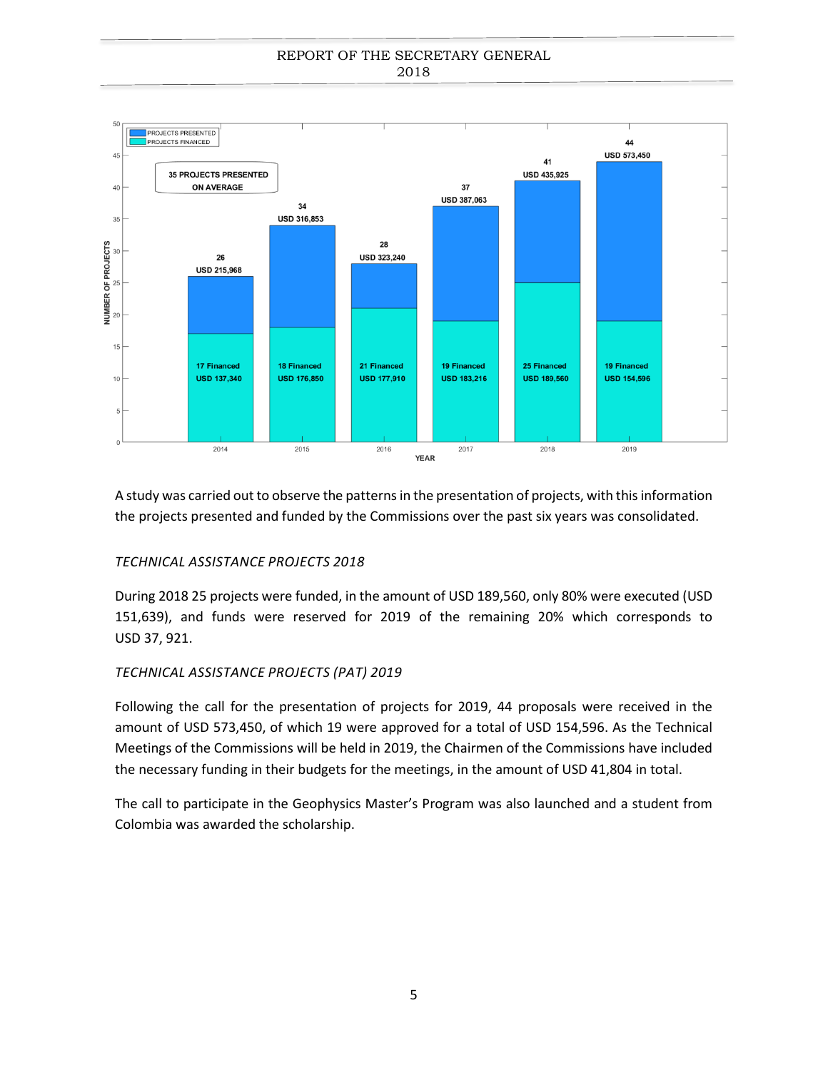| YEAR | Projects presented | Amount presented | Projects financed | Amount financed |
| --- | --- | --- | --- | --- |
| 2014 | 26 | USD 215,968 | 17 Financed | USD 137,340 |
| 2015 | 34 | USD 316,853 | 18 Financed | USD 176,850 |
| 2016 | 28 | USD 323,240 | 21 Financed | USD 177,910 |
| 2017 | 37 | USD 387,063 | 19 Financed | USD 183,216 |
| 2018 | 41 | USD 435,925 | 25 Financed | USD 189,560 |
| 2019 | 44 | USD 573,450 | 19 Financed | USD 154,596 |

35 PROJECTS PRESENTED ON AVERAGE

A study was carried out to observe the patterns in the presentation of projects, with this information the projects presented and funded by the Commissions over the past six years was consolidated.

*TECHNICAL ASSISTANCE PROJECTS 2018*

During 2018 25 projects were funded, in the amount of USD 189,560, only 80% were executed (USD 151,639), and funds were reserved for 2019 of the remaining 20% which corresponds to USD 37, 921.

*TECHNICAL ASSISTANCE PROJECTS (PAT) 2019*

Following the call for the presentation of projects for 2019, 44 proposals were received in the amount of USD 573,450, of which 19 were approved for a total of USD 154,596. As the Technical Meetings of the Commissions will be held in 2019, the Chairmen of the Commissions have included the necessary funding in their budgets for the meetings, in the amount of USD 41,804 in total.

The call to participate in the Geophysics Master's Program was also launched and a student from Colombia was awarded the scholarship.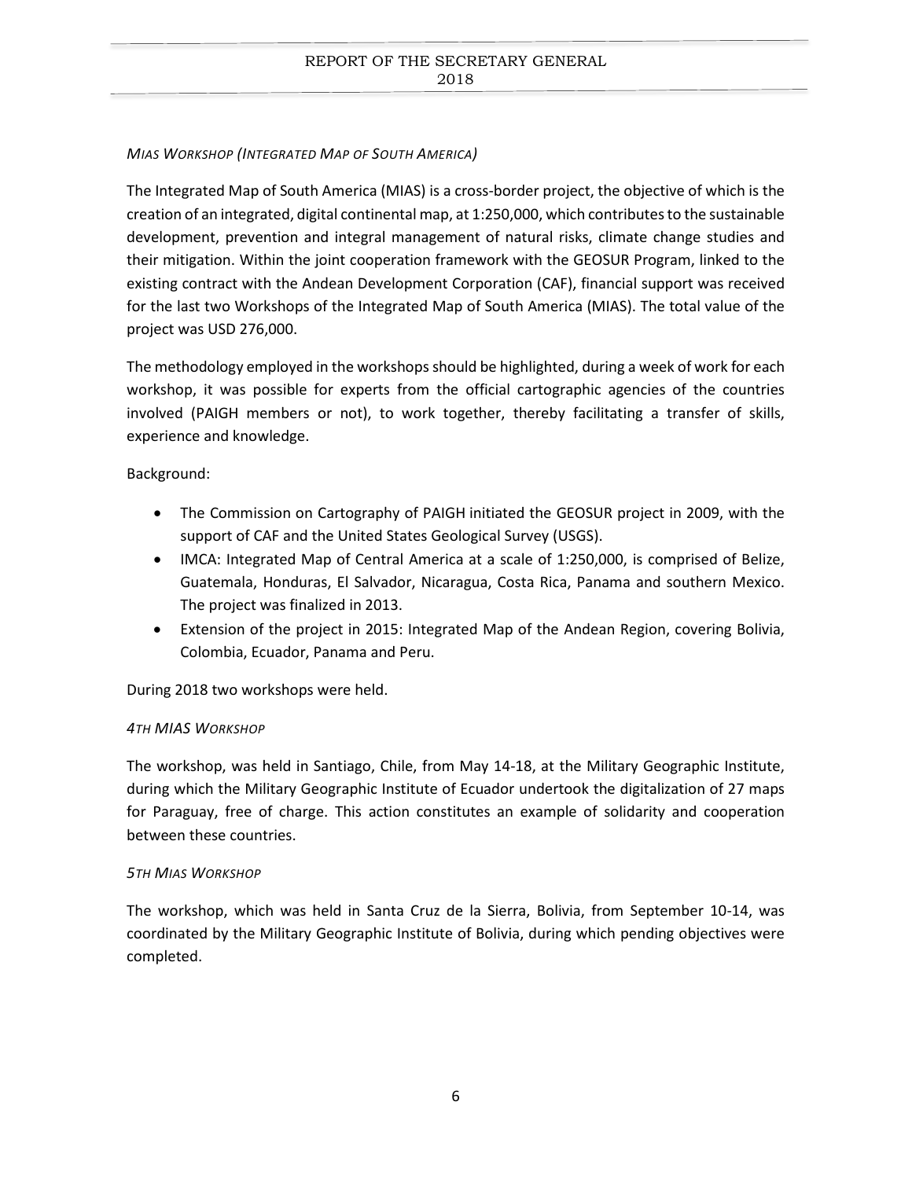### *MIAS Workshop (Integrated Map of South America)*

The Integrated Map of South America (MIAS) is a cross-border project, the objective of which is the creation of an integrated, digital continental map, at 1:250,000, which contributes to the sustainable development, prevention and integral management of natural risks, climate change studies and their mitigation. Within the joint cooperation framework with the GEOSUR Program, linked to the existing contract with the Andean Development Corporation (CAF), financial support was received for the last two Workshops of the Integrated Map of South America (MIAS). The total value of the project was USD 276,000.

The methodology employed in the workshops should be highlighted, during a week of work for each workshop, it was possible for experts from the official cartographic agencies of the countries involved (PAIGH members or not), to work together, thereby facilitating a transfer of skills, experience and knowledge.

Background:

- The Commission on Cartography of PAIGH initiated the GEOSUR project in 2009, with the support of CAF and the United States Geological Survey (USGS).
- IMCA: Integrated Map of Central America at a scale of 1:250,000, is comprised of Belize, Guatemala, Honduras, El Salvador, Nicaragua, Costa Rica, Panama and southern Mexico. The project was finalized in 2013.
- Extension of the project in 2015: Integrated Map of the Andean Region, covering Bolivia, Colombia, Ecuador, Panama and Peru.

During 2018 two workshops were held.

#### *4th MIAS Workshop*

The workshop, was held in Santiago, Chile, from May 14-18, at the Military Geographic Institute, during which the Military Geographic Institute of Ecuador undertook the digitalization of 27 maps for Paraguay, free of charge. This action constitutes an example of solidarity and cooperation between these countries.

#### *5th MIAS Workshop*

The workshop, which was held in Santa Cruz de la Sierra, Bolivia, from September 10-14, was coordinated by the Military Geographic Institute of Bolivia, during which pending objectives were completed.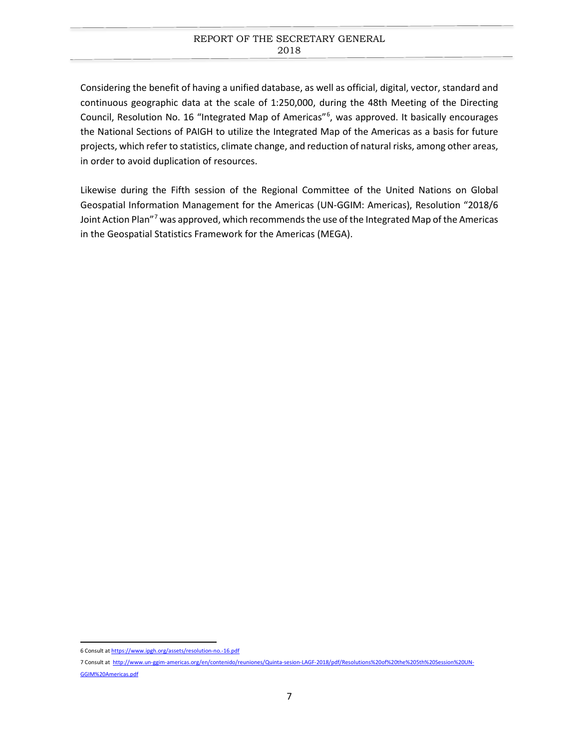Considering the benefit of having a unified database, as well as official, digital, vector, standard and continuous geographic data at the scale of 1:250,000, during the 48th Meeting of the Directing Council, Resolution No. 16 "Integrated Map of Americas"[6], was approved. It basically encourages the National Sections of PAIGH to utilize the Integrated Map of the Americas as a basis for future projects, which refer to statistics, climate change, and reduction of natural risks, among other areas, in order to avoid duplication of resources.

Likewise during the Fifth session of the Regional Committee of the United Nations on Global Geospatial Information Management for the Americas (UN-GGIM: Americas), Resolution "2018/6 Joint Action Plan"[7] was approved, which recommends the use of the Integrated Map of the Americas in the Geospatial Statistics Framework for the Americas (MEGA).

---

6 Consult at https://www.ipgh.org/assets/resolution-no.-16.pdf

7 Consult at http://www.un-ggim-americas.org/en/contenido/reuniones/Quinta-sesion-LAGF-2018/pdf/Resolutions%20of%20the%205th%20Session%20UN-GGIM%20Americas.pdf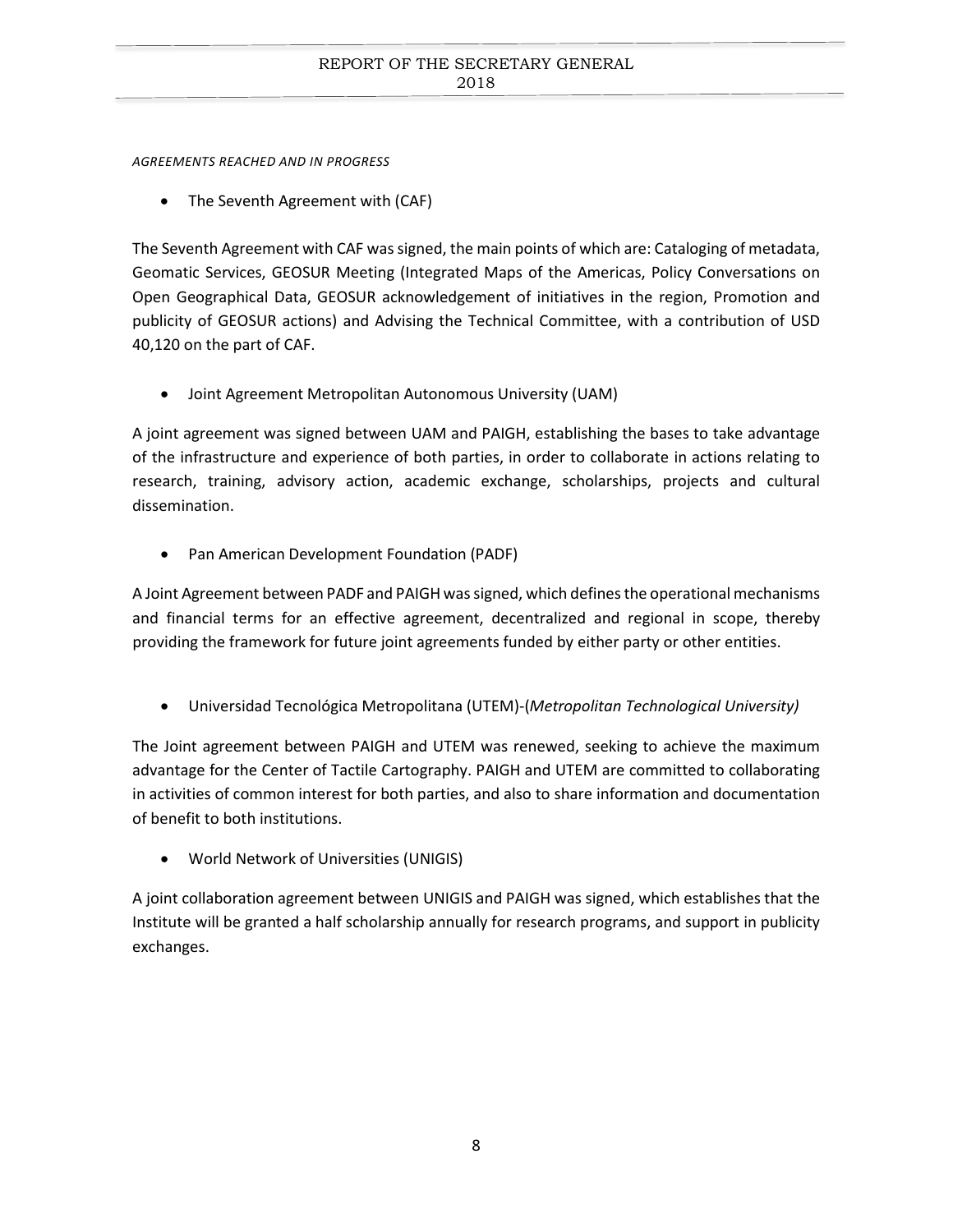*AGREEMENTS REACHED AND IN PROGRESS*

- The Seventh Agreement with (CAF)

The Seventh Agreement with CAF was signed, the main points of which are: Cataloging of metadata, Geomatic Services, GEOSUR Meeting (Integrated Maps of the Americas, Policy Conversations on Open Geographical Data, GEOSUR acknowledgement of initiatives in the region, Promotion and publicity of GEOSUR actions) and Advising the Technical Committee, with a contribution of USD 40,120 on the part of CAF.

- Joint Agreement Metropolitan Autonomous University (UAM)

A joint agreement was signed between UAM and PAIGH, establishing the bases to take advantage of the infrastructure and experience of both parties, in order to collaborate in actions relating to research, training, advisory action, academic exchange, scholarships, projects and cultural dissemination.

- Pan American Development Foundation (PADF)

A Joint Agreement between PADF and PAIGH was signed, which defines the operational mechanisms and financial terms for an effective agreement, decentralized and regional in scope, thereby providing the framework for future joint agreements funded by either party or other entities.

- Universidad Tecnológica Metropolitana (UTEM)-(*Metropolitan Technological University)*

The Joint agreement between PAIGH and UTEM was renewed, seeking to achieve the maximum advantage for the Center of Tactile Cartography. PAIGH and UTEM are committed to collaborating in activities of common interest for both parties, and also to share information and documentation of benefit to both institutions.

- World Network of Universities (UNIGIS)

A joint collaboration agreement between UNIGIS and PAIGH was signed, which establishes that the Institute will be granted a half scholarship annually for research programs, and support in publicity exchanges.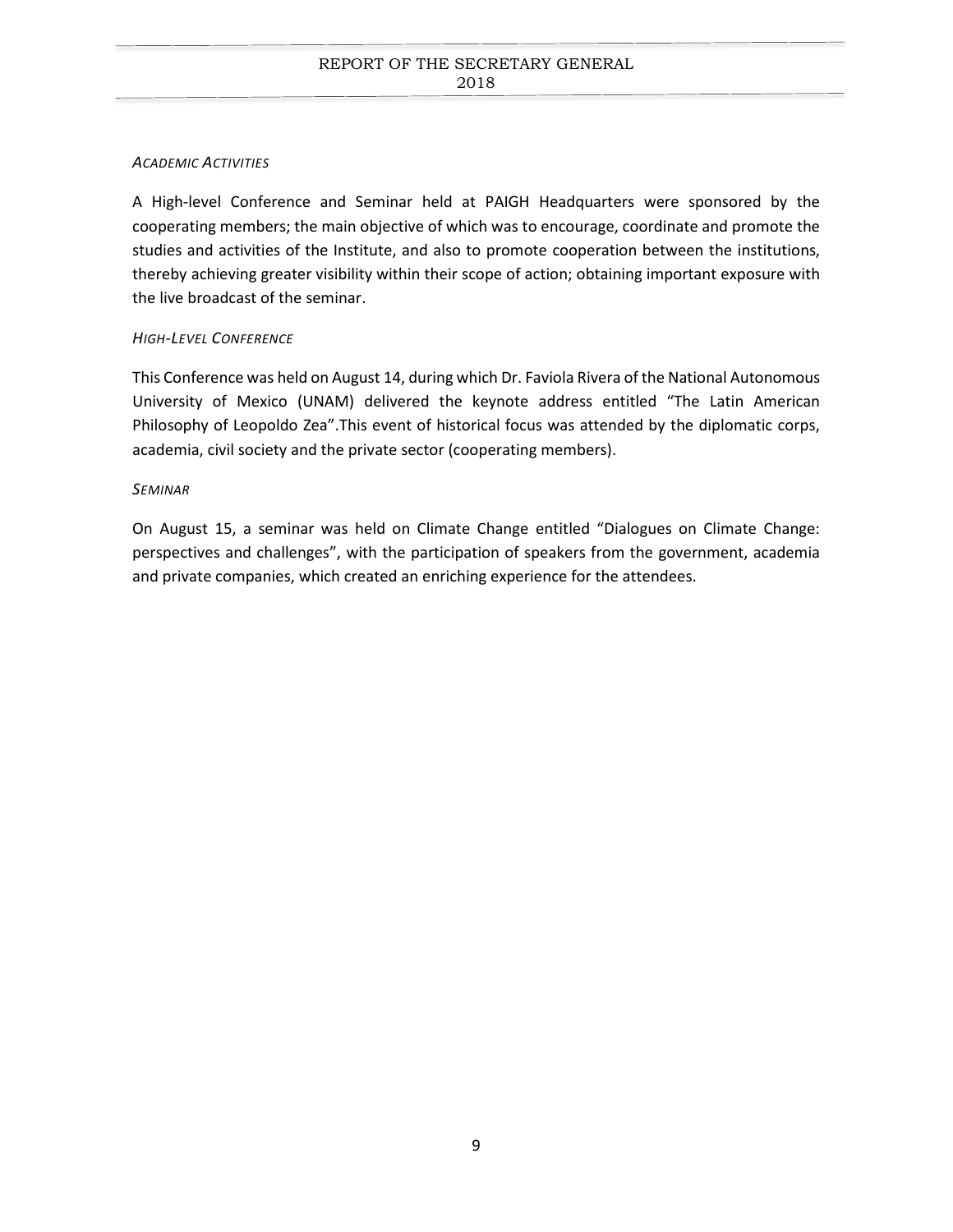### *Academic Activities*

A High-level Conference and Seminar held at PAIGH Headquarters were sponsored by the cooperating members; the main objective of which was to encourage, coordinate and promote the studies and activities of the Institute, and also to promote cooperation between the institutions, thereby achieving greater visibility within their scope of action; obtaining important exposure with the live broadcast of the seminar.

### *High-Level Conference*

This Conference was held on August 14, during which Dr. Faviola Rivera of the National Autonomous University of Mexico (UNAM) delivered the keynote address entitled "The Latin American Philosophy of Leopoldo Zea".This event of historical focus was attended by the diplomatic corps, academia, civil society and the private sector (cooperating members).

### *Seminar*

On August 15, a seminar was held on Climate Change entitled "Dialogues on Climate Change: perspectives and challenges", with the participation of speakers from the government, academia and private companies, which created an enriching experience for the attendees.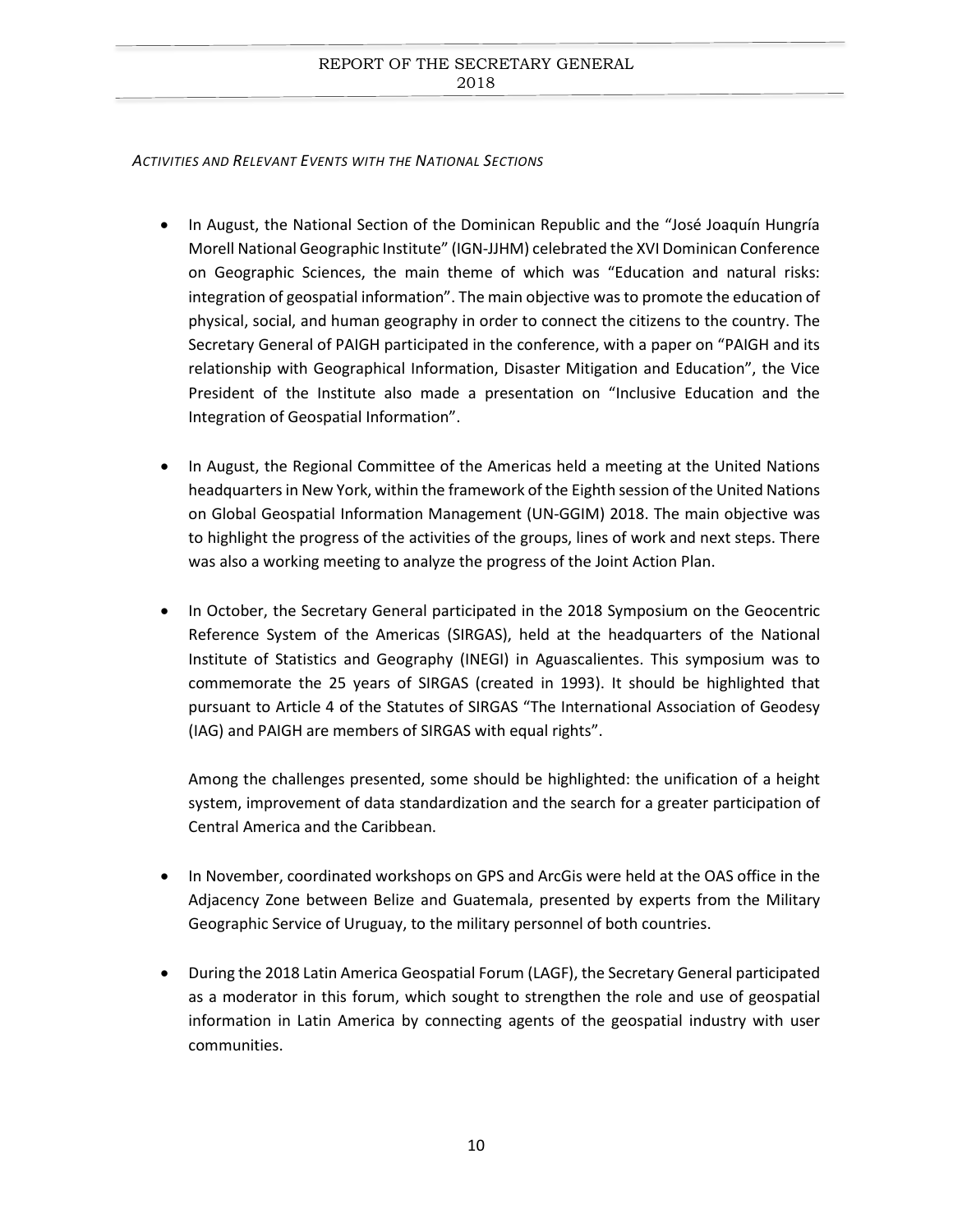*Activities and Relevant Events with the National Sections*

- In August, the National Section of the Dominican Republic and the "José Joaquín Hungría Morell National Geographic Institute" (IGN-JJHM) celebrated the XVI Dominican Conference on Geographic Sciences, the main theme of which was "Education and natural risks: integration of geospatial information". The main objective was to promote the education of physical, social, and human geography in order to connect the citizens to the country. The Secretary General of PAIGH participated in the conference, with a paper on "PAIGH and its relationship with Geographical Information, Disaster Mitigation and Education", the Vice President of the Institute also made a presentation on "Inclusive Education and the Integration of Geospatial Information".

- In August, the Regional Committee of the Americas held a meeting at the United Nations headquarters in New York, within the framework of the Eighth session of the United Nations on Global Geospatial Information Management (UN-GGIM) 2018. The main objective was to highlight the progress of the activities of the groups, lines of work and next steps. There was also a working meeting to analyze the progress of the Joint Action Plan.

- In October, the Secretary General participated in the 2018 Symposium on the Geocentric Reference System of the Americas (SIRGAS), held at the headquarters of the National Institute of Statistics and Geography (INEGI) in Aguascalientes. This symposium was to commemorate the 25 years of SIRGAS (created in 1993). It should be highlighted that pursuant to Article 4 of the Statutes of SIRGAS "The International Association of Geodesy (IAG) and PAIGH are members of SIRGAS with equal rights".

  Among the challenges presented, some should be highlighted: the unification of a height system, improvement of data standardization and the search for a greater participation of Central America and the Caribbean.

- In November, coordinated workshops on GPS and ArcGis were held at the OAS office in the Adjacency Zone between Belize and Guatemala, presented by experts from the Military Geographic Service of Uruguay, to the military personnel of both countries.

- During the 2018 Latin America Geospatial Forum (LAGF), the Secretary General participated as a moderator in this forum, which sought to strengthen the role and use of geospatial information in Latin America by connecting agents of the geospatial industry with user communities.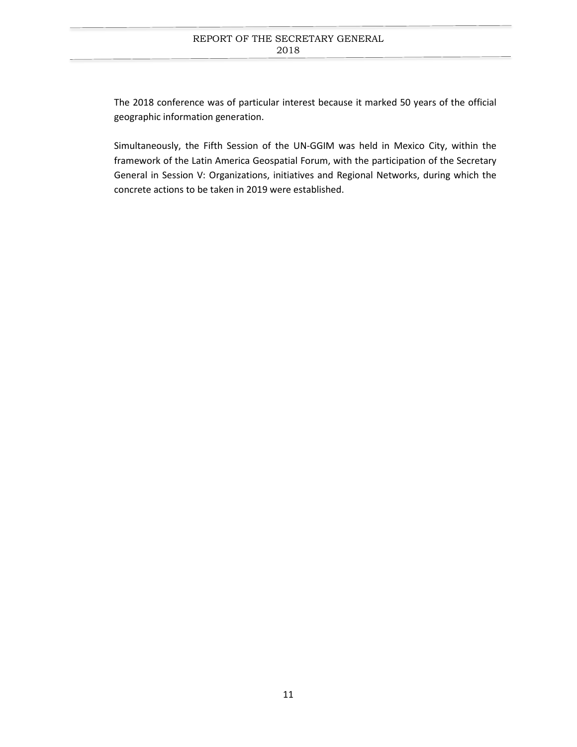The 2018 conference was of particular interest because it marked 50 years of the official geographic information generation.

Simultaneously, the Fifth Session of the UN-GGIM was held in Mexico City, within the framework of the Latin America Geospatial Forum, with the participation of the Secretary General in Session V: Organizations, initiatives and Regional Networks, during which the concrete actions to be taken in 2019 were established.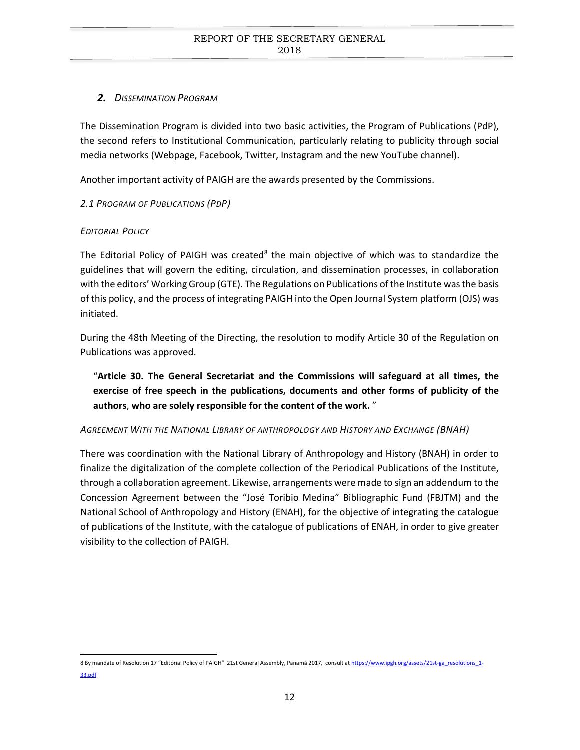## 2. *Dissemination Program*

The Dissemination Program is divided into two basic activities, the Program of Publications (PdP), the second refers to Institutional Communication, particularly relating to publicity through social media networks (Webpage, Facebook, Twitter, Instagram and the new YouTube channel).

Another important activity of PAIGH are the awards presented by the Commissions.

### *2.1 Program of Publications (PdP)*

#### *Editorial Policy*

The Editorial Policy of PAIGH was created[8] the main objective of which was to standardize the guidelines that will govern the editing, circulation, and dissemination processes, in collaboration with the editors' Working Group (GTE). The Regulations on Publications of the Institute was the basis of this policy, and the process of integrating PAIGH into the Open Journal System platform (OJS) was initiated.

During the 48th Meeting of the Directing, the resolution to modify Article 30 of the Regulation on Publications was approved.

> "**Article 30. The General Secretariat and the Commissions will safeguard at all times, the exercise of free speech in the publications, documents and other forms of publicity of the authors**, **who are solely responsible for the content of the work.** "

#### *Agreement With the National Library of Anthropology and History and Exchange (BNAH)*

There was coordination with the National Library of Anthropology and History (BNAH) in order to finalize the digitalization of the complete collection of the Periodical Publications of the Institute, through a collaboration agreement. Likewise, arrangements were made to sign an addendum to the Concession Agreement between the "José Toribio Medina" Bibliographic Fund (FBJTM) and the National School of Anthropology and History (ENAH), for the objective of integrating the catalogue of publications of the Institute, with the catalogue of publications of ENAH, in order to give greater visibility to the collection of PAIGH.

---

8 By mandate of Resolution 17 "Editorial Policy of PAIGH" 21st General Assembly, Panamá 2017, consult at https://www.ipgh.org/assets/21st-ga_resolutions_1-33.pdf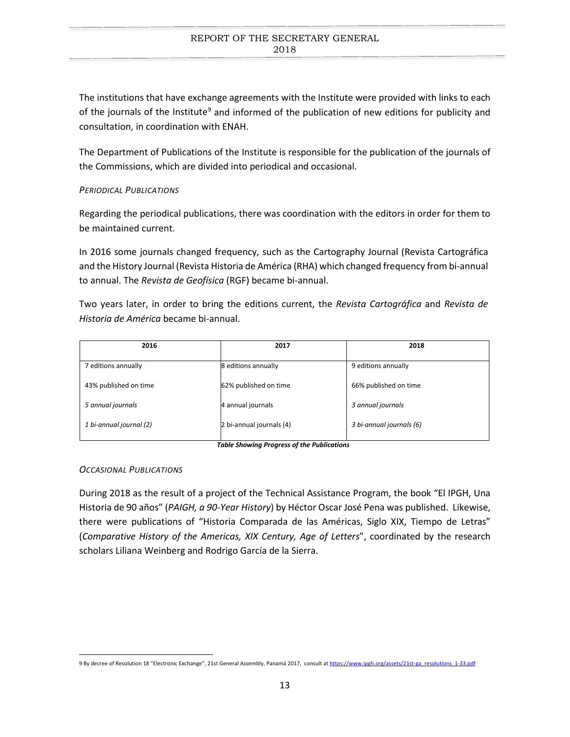The institutions that have exchange agreements with the Institute were provided with links to each of the journals of the Institute[9] and informed of the publication of new editions for publicity and consultation, in coordination with ENAH.

The Department of Publications of the Institute is responsible for the publication of the journals of the Commissions, which are divided into periodical and occasional.

*PERIODICAL PUBLICATIONS*

Regarding the periodical publications, there was coordination with the editors in order for them to be maintained current.

In 2016 some journals changed frequency, such as the Cartography Journal (Revista Cartográfica and the History Journal (Revista Historia de América (RHA) which changed frequency from bi-annual to annual. The *Revista de Geofísica* (RGF) became bi-annual.

Two years later, in order to bring the editions current, the *Revista Cartográfica* and *Revista de Historia de América* became bi-annual.

| 2016 | 2017 | 2018 |
|---|---|---|
| 7 editions annually | 8 editions annually | 9 editions annually |
| 43% published on time | 62% published on time | 66% published on time |
| *5 annual journals* | 4 annual journals | *3 annual journals* |
| *1 bi-annual journal (2)* | 2 bi-annual journals (4) | *3 bi-annual journals (6)* |

***Table Showing Progress of the Publications***

*OCCASIONAL PUBLICATIONS*

During 2018 as the result of a project of the Technical Assistance Program, the book "El IPGH, Una Historia de 90 años" (*PAIGH, a 90-Year History*) by Héctor Oscar José Pena was published. Likewise, there were publications of "Historia Comparada de las Américas, Siglo XIX, Tiempo de Letras" (*Comparative History of the Americas, XIX Century, Age of Letters*", coordinated by the research scholars Liliana Weinberg and Rodrigo García de la Sierra.

9 By decree of Resolution 18 "Electronic Exchange", 21st General Assembly, Panamá 2017, consult at https://www.ipgh.org/assets/21st-ga_resolutions_1-33.pdf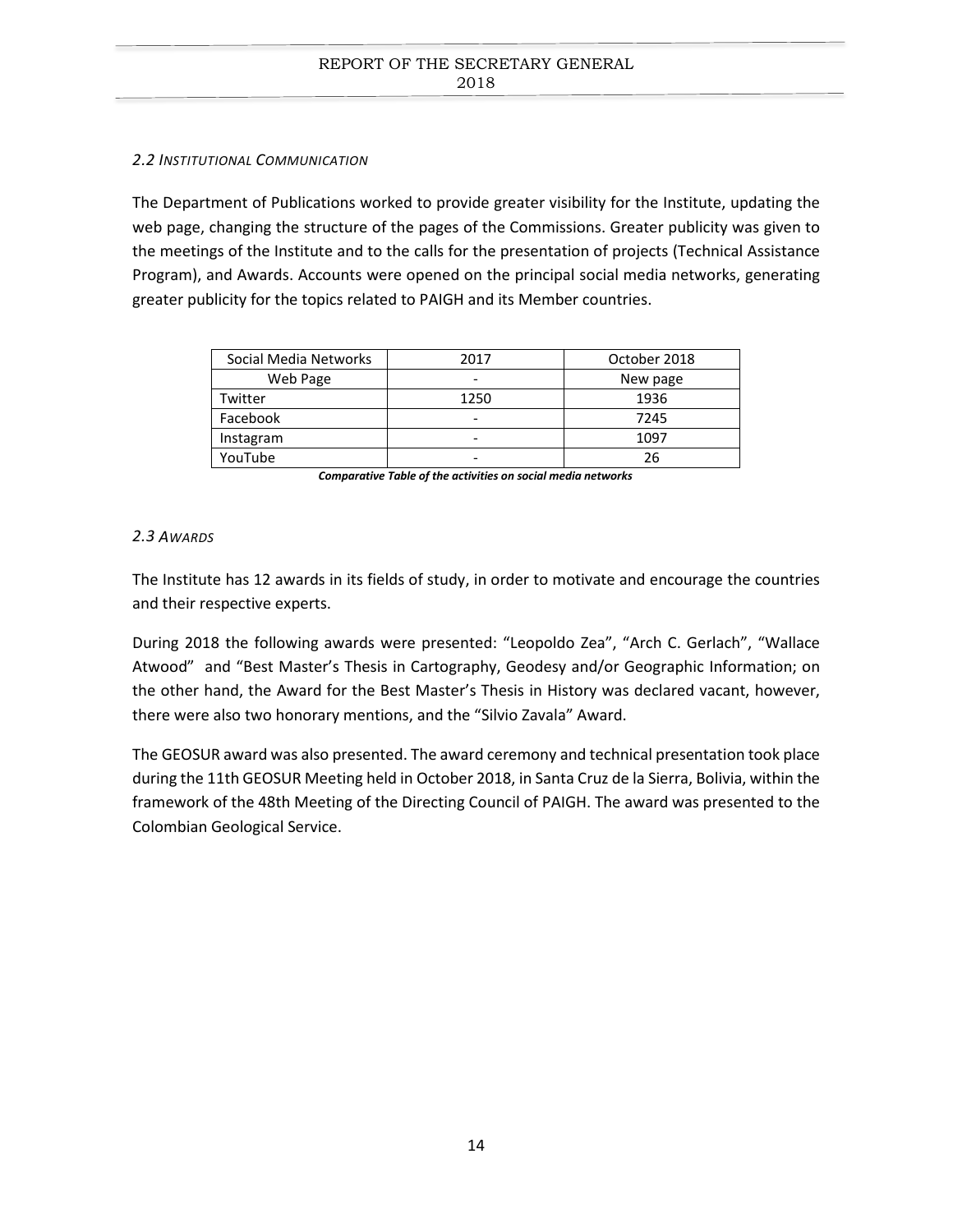### *2.2 Institutional Communication*

The Department of Publications worked to provide greater visibility for the Institute, updating the web page, changing the structure of the pages of the Commissions. Greater publicity was given to the meetings of the Institute and to the calls for the presentation of projects (Technical Assistance Program), and Awards. Accounts were opened on the principal social media networks, generating greater publicity for the topics related to PAIGH and its Member countries.

| Social Media Networks | 2017 | October 2018 |
|---|---|---|
| Web Page | - | New page |
| Twitter | 1250 | 1936 |
| Facebook | - | 7245 |
| Instagram | - | 1097 |
| YouTube | - | 26 |

***Comparative Table of the activities on social media networks***

### *2.3 Awards*

The Institute has 12 awards in its fields of study, in order to motivate and encourage the countries and their respective experts.

During 2018 the following awards were presented: "Leopoldo Zea", "Arch C. Gerlach", "Wallace Atwood" and "Best Master's Thesis in Cartography, Geodesy and/or Geographic Information; on the other hand, the Award for the Best Master's Thesis in History was declared vacant, however, there were also two honorary mentions, and the "Silvio Zavala" Award.

The GEOSUR award was also presented. The award ceremony and technical presentation took place during the 11th GEOSUR Meeting held in October 2018, in Santa Cruz de la Sierra, Bolivia, within the framework of the 48th Meeting of the Directing Council of PAIGH. The award was presented to the Colombian Geological Service.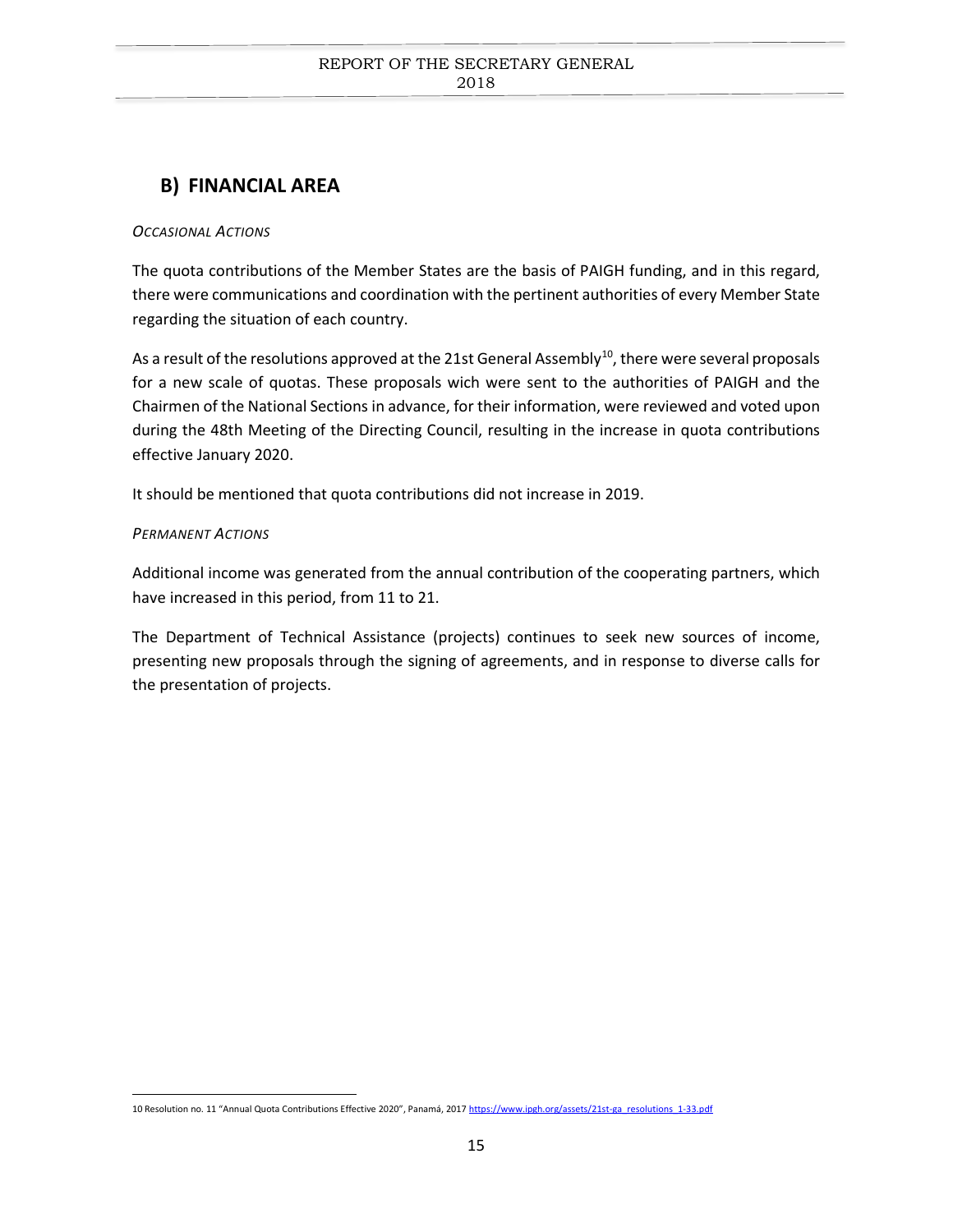## B) FINANCIAL AREA

*OCCASIONAL ACTIONS*

The quota contributions of the Member States are the basis of PAIGH funding, and in this regard, there were communications and coordination with the pertinent authorities of every Member State regarding the situation of each country.

As a result of the resolutions approved at the 21st General Assembly[10], there were several proposals for a new scale of quotas. These proposals wich were sent to the authorities of PAIGH and the Chairmen of the National Sections in advance, for their information, were reviewed and voted upon during the 48th Meeting of the Directing Council, resulting in the increase in quota contributions effective January 2020.

It should be mentioned that quota contributions did not increase in 2019.

*PERMANENT ACTIONS*

Additional income was generated from the annual contribution of the cooperating partners, which have increased in this period, from 11 to 21.

The Department of Technical Assistance (projects) continues to seek new sources of income, presenting new proposals through the signing of agreements, and in response to diverse calls for the presentation of projects.

---

10 Resolution no. 11 "Annual Quota Contributions Effective 2020", Panamá, 2017 https://www.ipgh.org/assets/21st-ga_resolutions_1-33.pdf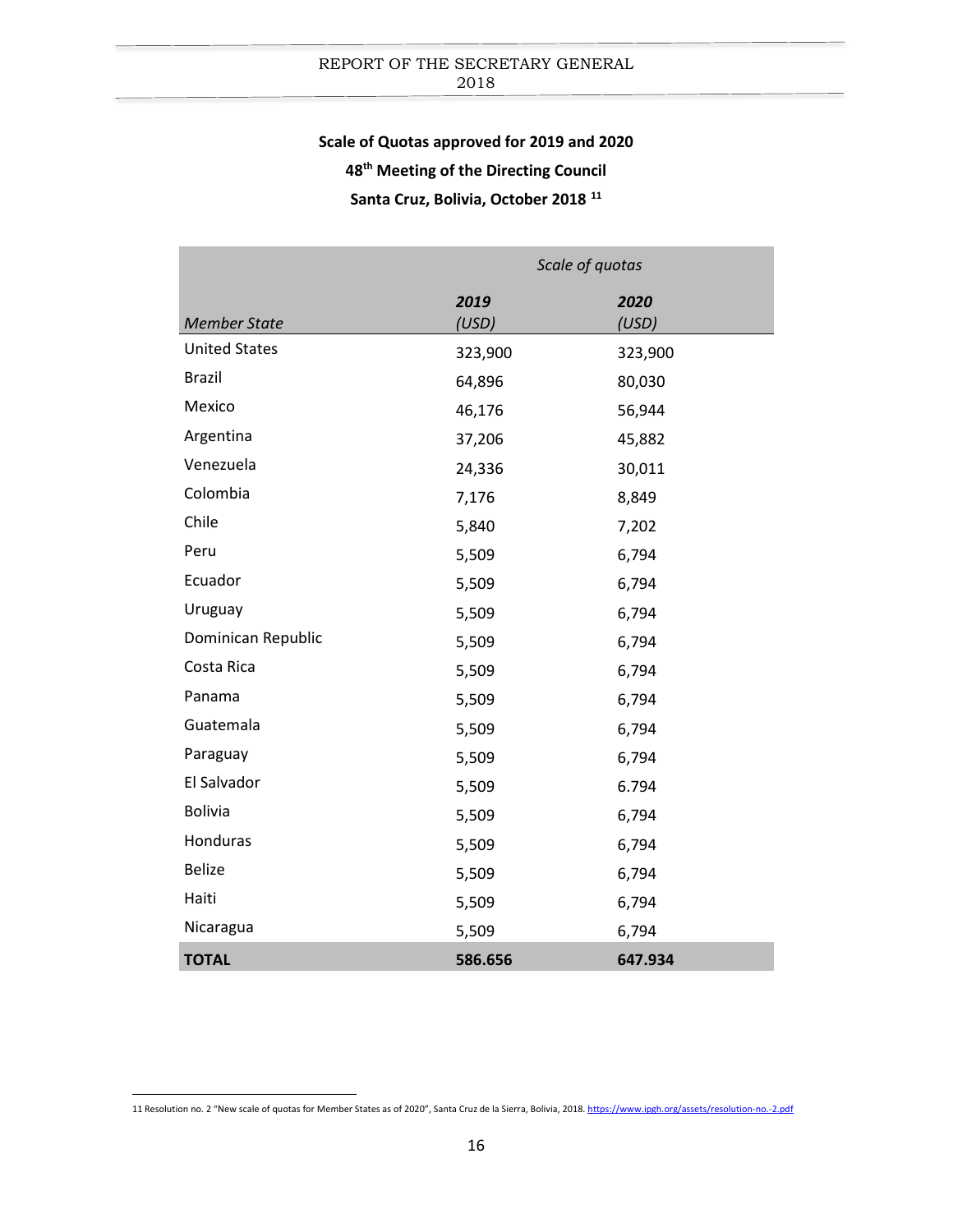**Scale of Quotas approved for 2019 and 2020**

**48th Meeting of the Directing Council**

**Santa Cruz, Bolivia, October 2018 [11]**

| | *Scale of quotas* | |
|---|---|---|
| *Member State* | ***2019*** *(USD)* | ***2020*** *(USD)* |
| United States | 323,900 | 323,900 |
| Brazil | 64,896 | 80,030 |
| Mexico | 46,176 | 56,944 |
| Argentina | 37,206 | 45,882 |
| Venezuela | 24,336 | 30,011 |
| Colombia | 7,176 | 8,849 |
| Chile | 5,840 | 7,202 |
| Peru | 5,509 | 6,794 |
| Ecuador | 5,509 | 6,794 |
| Uruguay | 5,509 | 6,794 |
| Dominican Republic | 5,509 | 6,794 |
| Costa Rica | 5,509 | 6,794 |
| Panama | 5,509 | 6,794 |
| Guatemala | 5,509 | 6,794 |
| Paraguay | 5,509 | 6,794 |
| El Salvador | 5,509 | 6.794 |
| Bolivia | 5,509 | 6,794 |
| Honduras | 5,509 | 6,794 |
| Belize | 5,509 | 6,794 |
| Haiti | 5,509 | 6,794 |
| Nicaragua | 5,509 | 6,794 |
| **TOTAL** | **586.656** | **647.934** |

11 Resolution no. 2 "New scale of quotas for Member States as of 2020", Santa Cruz de la Sierra, Bolivia, 2018. https://www.ipgh.org/assets/resolution-no.-2.pdf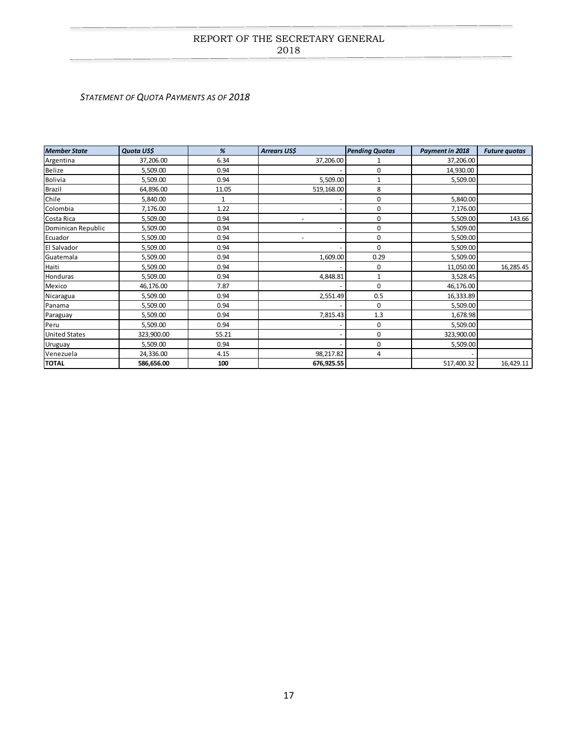*STATEMENT OF QUOTA PAYMENTS AS OF 2018*

| Member State | Quota US$ | % | Arrears US$ | Pending Quotas | Payment in 2018 | Future quotas |
|---|---|---|---|---|---|---|
| Argentina | 37,206.00 | 6.34 | 37,206.00 | 1 | 37,206.00 | |
| Belize | 5,509.00 | 0.94 | - | 0 | 14,930.00 | |
| Bolivia | 5,509.00 | 0.94 | 5,509.00 | 1 | 5,509.00 | |
| Brazil | 64,896.00 | 11.05 | 519,168.00 | 8 | | |
| Chile | 5,840.00 | 1 | - | 0 | 5,840.00 | |
| Colombia | 7,176.00 | 1.22 | - | 0 | 7,176.00 | |
| Costa Rica | 5,509.00 | 0.94 | - | 0 | 5,509.00 | 143.66 |
| Dominican Republic | 5,509.00 | 0.94 | - | 0 | 5,509.00 | |
| Ecuador | 5,509.00 | 0.94 | - | 0 | 5,509.00 | |
| El Salvador | 5,509.00 | 0.94 | - | 0 | 5,509.00 | |
| Guatemala | 5,509.00 | 0.94 | 1,609.00 | 0.29 | 5,509.00 | |
| Haiti | 5,509.00 | 0.94 | - | 0 | 11,050.00 | 16,285.45 |
| Honduras | 5,509.00 | 0.94 | 4,848.81 | 1 | 3,528.45 | |
| Mexico | 46,176.00 | 7.87 | - | 0 | 46,176.00 | |
| Nicaragua | 5,509.00 | 0.94 | 2,551.49 | 0.5 | 16,333.89 | |
| Panama | 5,509.00 | 0.94 | - | 0 | 5,509.00 | |
| Paraguay | 5,509.00 | 0.94 | 7,815.43 | 1.3 | 1,678.98 | |
| Peru | 5,509.00 | 0.94 | - | 0 | 5,509.00 | |
| United States | 323,900.00 | 55.21 | - | 0 | 323,900.00 | |
| Uruguay | 5,509.00 | 0.94 | - | 0 | 5,509.00 | |
| Venezuela | 24,336.00 | 4.15 | 98,217.82 | 4 | - | |
| **TOTAL** | **586,656.00** | **100** | **676,925.55** | | 517,400.32 | 16,429.11 |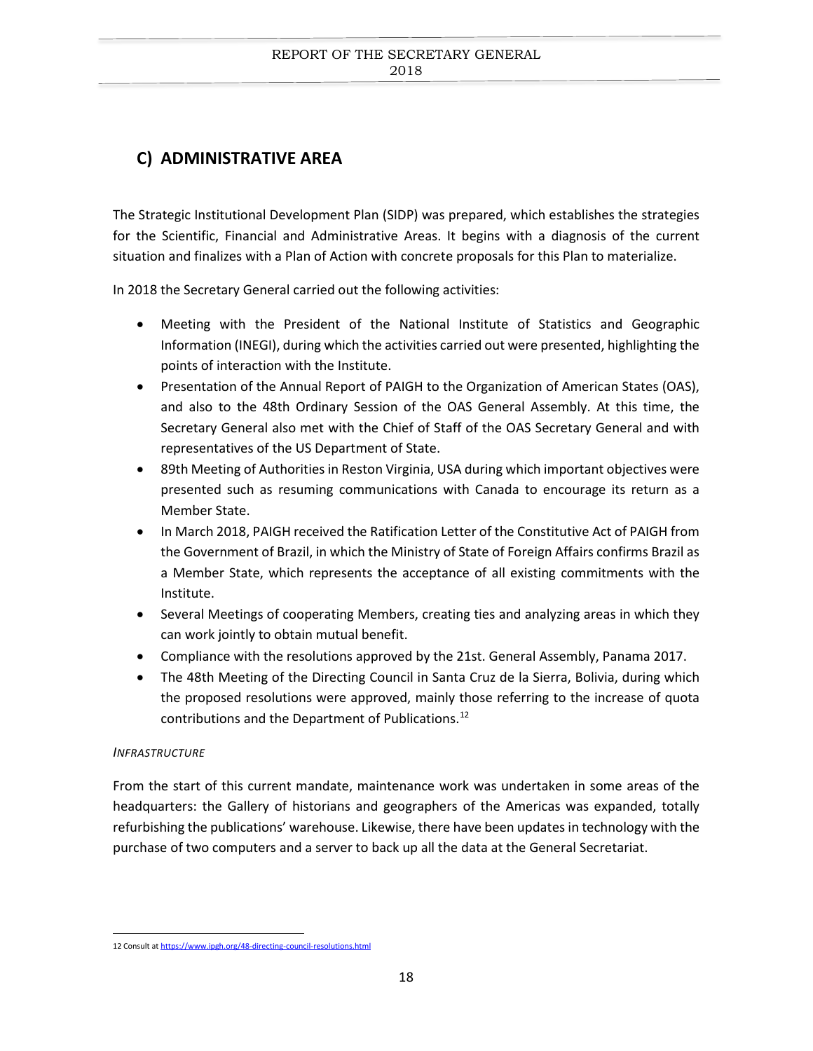## C) ADMINISTRATIVE AREA

The Strategic Institutional Development Plan (SIDP) was prepared, which establishes the strategies for the Scientific, Financial and Administrative Areas. It begins with a diagnosis of the current situation and finalizes with a Plan of Action with concrete proposals for this Plan to materialize.

In 2018 the Secretary General carried out the following activities:

- Meeting with the President of the National Institute of Statistics and Geographic Information (INEGI), during which the activities carried out were presented, highlighting the points of interaction with the Institute.
- Presentation of the Annual Report of PAIGH to the Organization of American States (OAS), and also to the 48th Ordinary Session of the OAS General Assembly. At this time, the Secretary General also met with the Chief of Staff of the OAS Secretary General and with representatives of the US Department of State.
- 89th Meeting of Authorities in Reston Virginia, USA during which important objectives were presented such as resuming communications with Canada to encourage its return as a Member State.
- In March 2018, PAIGH received the Ratification Letter of the Constitutive Act of PAIGH from the Government of Brazil, in which the Ministry of State of Foreign Affairs confirms Brazil as a Member State, which represents the acceptance of all existing commitments with the Institute.
- Several Meetings of cooperating Members, creating ties and analyzing areas in which they can work jointly to obtain mutual benefit.
- Compliance with the resolutions approved by the 21st. General Assembly, Panama 2017.
- The 48th Meeting of the Directing Council in Santa Cruz de la Sierra, Bolivia, during which the proposed resolutions were approved, mainly those referring to the increase of quota contributions and the Department of Publications.[12]

*INFRASTRUCTURE*

From the start of this current mandate, maintenance work was undertaken in some areas of the headquarters: the Gallery of historians and geographers of the Americas was expanded, totally refurbishing the publications' warehouse. Likewise, there have been updates in technology with the purchase of two computers and a server to back up all the data at the General Secretariat.

12 Consult at https://www.ipgh.org/48-directing-council-resolutions.html